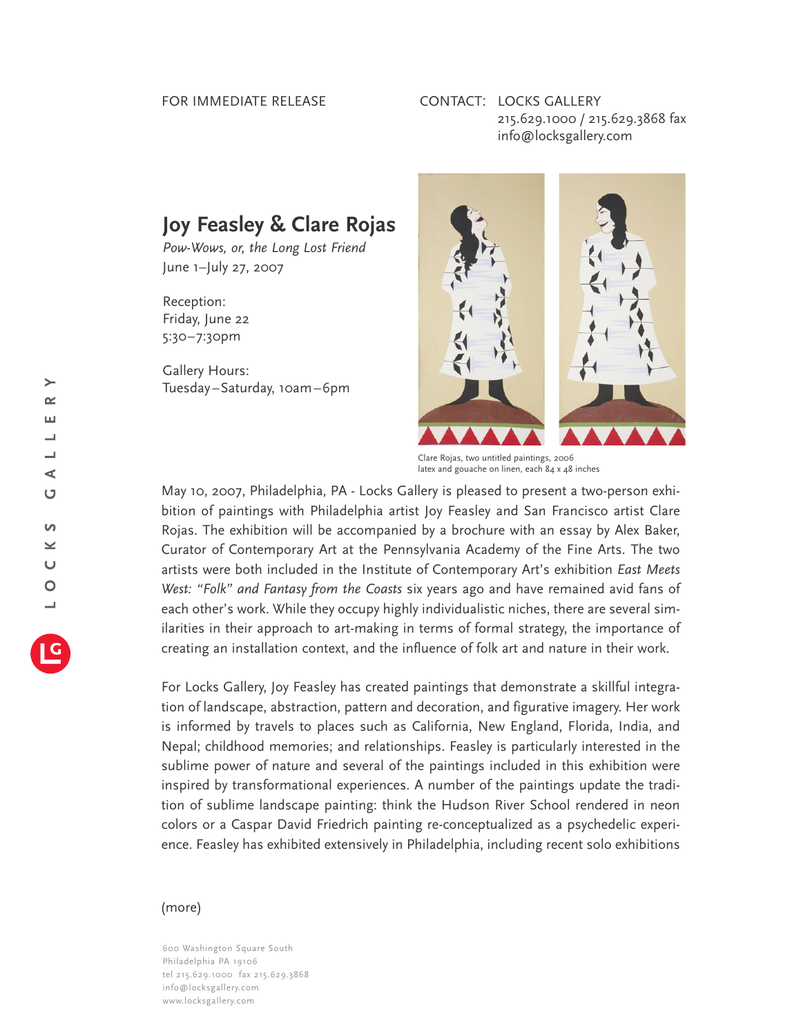FOR IMMEDIATE RELEASE

CONTACT: LOCKS GALLERY
215.629.1000 / 215.629.3868 fax
info@locksgallery.com

# Joy Feasley & Clare Rojas

*Pow-Wows, or, the Long Lost Friend*
June 1–July 27, 2007

Reception:
Friday, June 22
5:30–7:30pm

Gallery Hours:
Tuesday–Saturday, 10am–6pm

Clare Rojas, two untitled paintings, 2006
latex and gouache on linen, each 84 x 48 inches

May 10, 2007, Philadelphia, PA - Locks Gallery is pleased to present a two-person exhibition of paintings with Philadelphia artist Joy Feasley and San Francisco artist Clare Rojas. The exhibition will be accompanied by a brochure with an essay by Alex Baker, Curator of Contemporary Art at the Pennsylvania Academy of the Fine Arts. The two artists were both included in the Institute of Contemporary Art's exhibition *East Meets West: "Folk" and Fantasy from the Coasts* six years ago and have remained avid fans of each other's work. While they occupy highly individualistic niches, there are several similarities in their approach to art-making in terms of formal strategy, the importance of creating an installation context, and the influence of folk art and nature in their work.

For Locks Gallery, Joy Feasley has created paintings that demonstrate a skillful integration of landscape, abstraction, pattern and decoration, and figurative imagery. Her work is informed by travels to places such as California, New England, Florida, India, and Nepal; childhood memories; and relationships. Feasley is particularly interested in the sublime power of nature and several of the paintings included in this exhibition were inspired by transformational experiences. A number of the paintings update the tradition of sublime landscape painting: think the Hudson River School rendered in neon colors or a Caspar David Friedrich painting re-conceptualized as a psychedelic experience. Feasley has exhibited extensively in Philadelphia, including recent solo exhibitions

(more)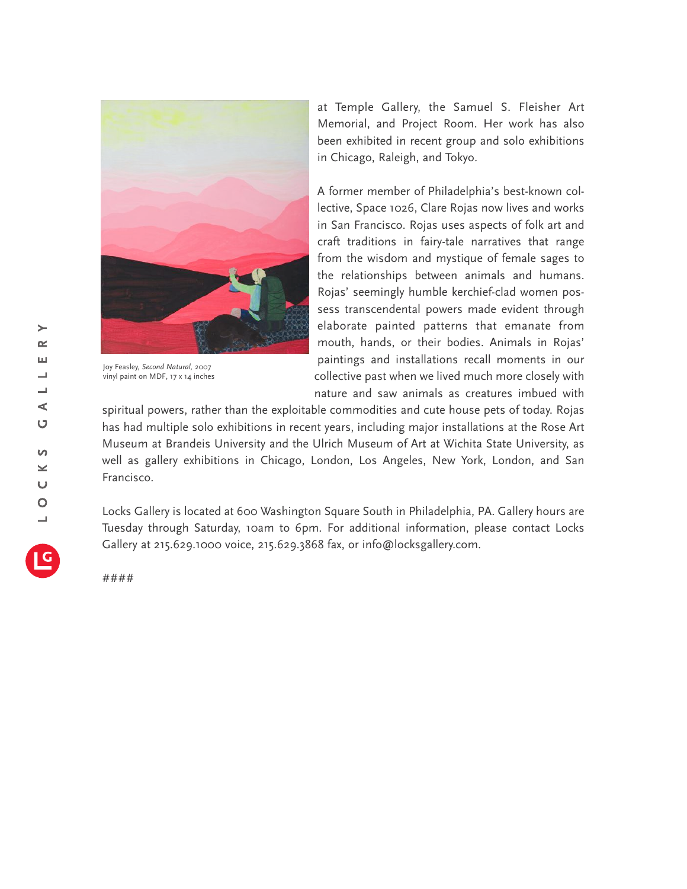Joy Feasley, *Second Natural*, 2007
vinyl paint on MDF, 17 x 14 inches

at Temple Gallery, the Samuel S. Fleisher Art Memorial, and Project Room. Her work has also been exhibited in recent group and solo exhibitions in Chicago, Raleigh, and Tokyo.

A former member of Philadelphia's best-known collective, Space 1026, Clare Rojas now lives and works in San Francisco. Rojas uses aspects of folk art and craft traditions in fairy-tale narratives that range from the wisdom and mystique of female sages to the relationships between animals and humans. Rojas' seemingly humble kerchief-clad women possess transcendental powers made evident through elaborate painted patterns that emanate from mouth, hands, or their bodies. Animals in Rojas' paintings and installations recall moments in our collective past when we lived much more closely with nature and saw animals as creatures imbued with spiritual powers, rather than the exploitable commodities and cute house pets of today. Rojas has had multiple solo exhibitions in recent years, including major installations at the Rose Art Museum at Brandeis University and the Ulrich Museum of Art at Wichita State University, as well as gallery exhibitions in Chicago, London, Los Angeles, New York, London, and San Francisco.

Locks Gallery is located at 600 Washington Square South in Philadelphia, PA. Gallery hours are Tuesday through Saturday, 10am to 6pm. For additional information, please contact Locks Gallery at 215.629.1000 voice, 215.629.3868 fax, or info@locksgallery.com.

####